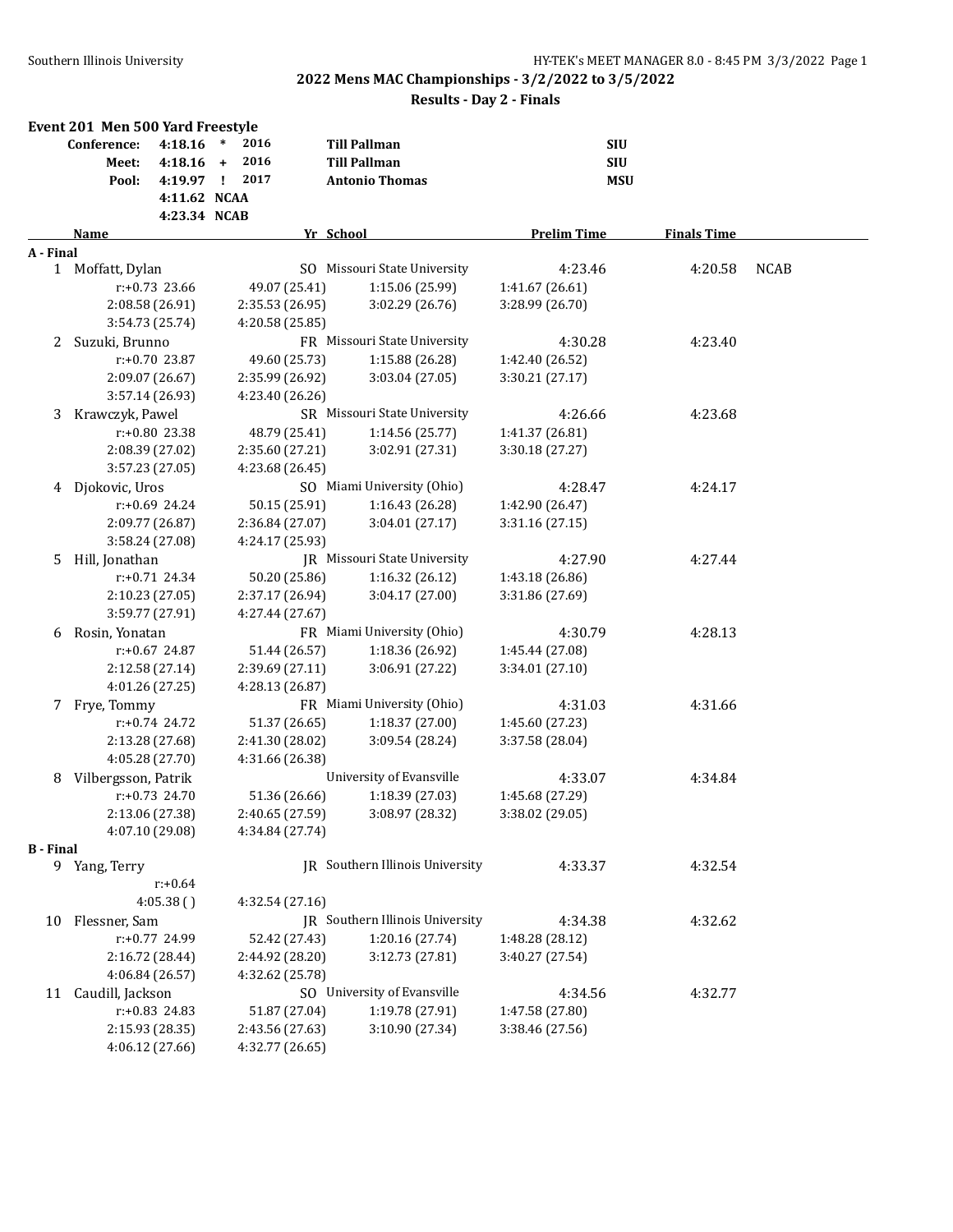# 2022 Mens MAC Championships - 3/2/2022 to 3/5/2022

## Results - Day 2 - Finals

### Event 201 Men 500 Yard Freestyle

| | | | | | |
|---|---|---|---|---|---|
| Conference: | 4:18.16 | * | 2016 | Till Pallman | SIU |
| Meet: | 4:18.16 | + | 2016 | Till Pallman | SIU |
| Pool: | 4:19.97 | ! | 2017 | Antonio Thomas | MSU |
| | 4:11.62 | NCAA | | | |
| | 4:23.34 | NCAB | | | |

| | Name | Yr | School | Prelim Time | Finals Time | |
|---|---|---|---|---|---|---|
| **A - Final** | | | | | | |
| 1 | Moffatt, Dylan | SO | Missouri State University | 4:23.46 | 4:20.58 | NCAB |
| | r:+0.73 23.66 | 49.07 (25.41) | 1:15.06 (25.99) | 1:41.67 (26.61) | | |
| | 2:08.58 (26.91) | 2:35.53 (26.95) | 3:02.29 (26.76) | 3:28.99 (26.70) | | |
| | 3:54.73 (25.74) | 4:20.58 (25.85) | | | | |
| 2 | Suzuki, Brunno | FR | Missouri State University | 4:30.28 | 4:23.40 | |
| | r:+0.70 23.87 | 49.60 (25.73) | 1:15.88 (26.28) | 1:42.40 (26.52) | | |
| | 2:09.07 (26.67) | 2:35.99 (26.92) | 3:03.04 (27.05) | 3:30.21 (27.17) | | |
| | 3:57.14 (26.93) | 4:23.40 (26.26) | | | | |
| 3 | Krawczyk, Pawel | SR | Missouri State University | 4:26.66 | 4:23.68 | |
| | r:+0.80 23.38 | 48.79 (25.41) | 1:14.56 (25.77) | 1:41.37 (26.81) | | |
| | 2:08.39 (27.02) | 2:35.60 (27.21) | 3:02.91 (27.31) | 3:30.18 (27.27) | | |
| | 3:57.23 (27.05) | 4:23.68 (26.45) | | | | |
| 4 | Djokovic, Uros | SO | Miami University (Ohio) | 4:28.47 | 4:24.17 | |
| | r:+0.69 24.24 | 50.15 (25.91) | 1:16.43 (26.28) | 1:42.90 (26.47) | | |
| | 2:09.77 (26.87) | 2:36.84 (27.07) | 3:04.01 (27.17) | 3:31.16 (27.15) | | |
| | 3:58.24 (27.08) | 4:24.17 (25.93) | | | | |
| 5 | Hill, Jonathan | JR | Missouri State University | 4:27.90 | 4:27.44 | |
| | r:+0.71 24.34 | 50.20 (25.86) | 1:16.32 (26.12) | 1:43.18 (26.86) | | |
| | 2:10.23 (27.05) | 2:37.17 (26.94) | 3:04.17 (27.00) | 3:31.86 (27.69) | | |
| | 3:59.77 (27.91) | 4:27.44 (27.67) | | | | |
| 6 | Rosin, Yonatan | FR | Miami University (Ohio) | 4:30.79 | 4:28.13 | |
| | r:+0.67 24.87 | 51.44 (26.57) | 1:18.36 (26.92) | 1:45.44 (27.08) | | |
| | 2:12.58 (27.14) | 2:39.69 (27.11) | 3:06.91 (27.22) | 3:34.01 (27.10) | | |
| | 4:01.26 (27.25) | 4:28.13 (26.87) | | | | |
| 7 | Frye, Tommy | FR | Miami University (Ohio) | 4:31.03 | 4:31.66 | |
| | r:+0.74 24.72 | 51.37 (26.65) | 1:18.37 (27.00) | 1:45.60 (27.23) | | |
| | 2:13.28 (27.68) | 2:41.30 (28.02) | 3:09.54 (28.24) | 3:37.58 (28.04) | | |
| | 4:05.28 (27.70) | 4:31.66 (26.38) | | | | |
| 8 | Vilbergsson, Patrik | | University of Evansville | 4:33.07 | 4:34.84 | |
| | r:+0.73 24.70 | 51.36 (26.66) | 1:18.39 (27.03) | 1:45.68 (27.29) | | |
| | 2:13.06 (27.38) | 2:40.65 (27.59) | 3:08.97 (28.32) | 3:38.02 (29.05) | | |
| | 4:07.10 (29.08) | 4:34.84 (27.74) | | | | |
| **B - Final** | | | | | | |
| 9 | Yang, Terry | JR | Southern Illinois University | 4:33.37 | 4:32.54 | |
| | r:+0.64 | | | | | |
| | 4:05.38 ( ) | 4:32.54 (27.16) | | | | |
| 10 | Flessner, Sam | JR | Southern Illinois University | 4:34.38 | 4:32.62 | |
| | r:+0.77 24.99 | 52.42 (27.43) | 1:20.16 (27.74) | 1:48.28 (28.12) | | |
| | 2:16.72 (28.44) | 2:44.92 (28.20) | 3:12.73 (27.81) | 3:40.27 (27.54) | | |
| | 4:06.84 (26.57) | 4:32.62 (25.78) | | | | |
| 11 | Caudill, Jackson | SO | University of Evansville | 4:34.56 | 4:32.77 | |
| | r:+0.83 24.83 | 51.87 (27.04) | 1:19.78 (27.91) | 1:47.58 (27.80) | | |
| | 2:15.93 (28.35) | 2:43.56 (27.63) | 3:10.90 (27.34) | 3:38.46 (27.56) | | |
| | 4:06.12 (27.66) | 4:32.77 (26.65) | | | | |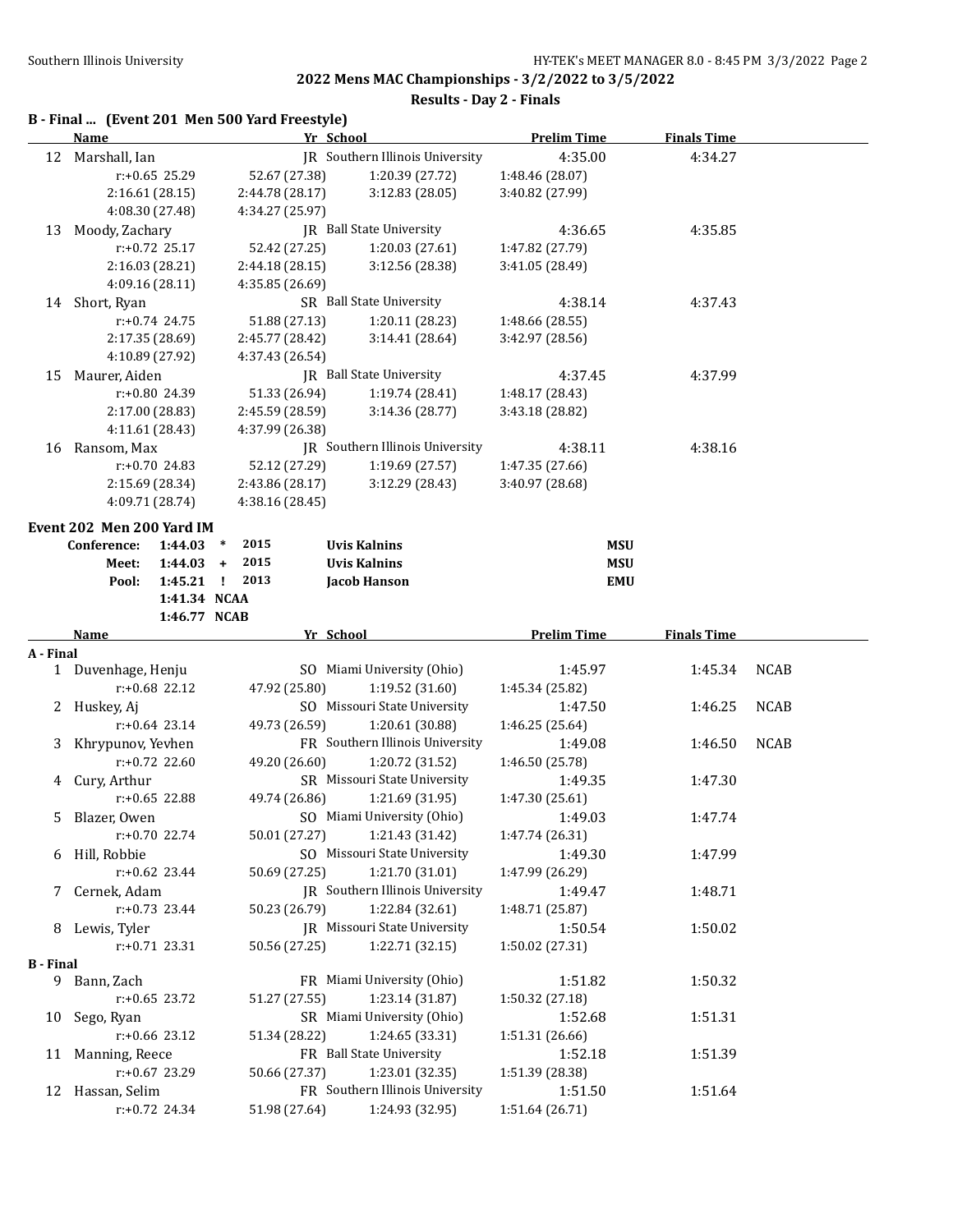## 2022 Mens MAC Championships - 3/2/2022 to 3/5/2022

### Results - Day 2 - Finals

### B - Final ... (Event 201 Men 500 Yard Freestyle)

| | Name | Yr | School | Prelim Time | Finals Time | |
|---|---|---|---|---|---|---|
| 12 | Marshall, Ian | JR | Southern Illinois University | 4:35.00 | 4:34.27 | |
| | r:+0.65 25.29 / 52.67 (27.38) / 1:20.39 (27.72) / 1:48.46 (28.07) / 2:16.61 (28.15) / 2:44.78 (28.17) / 3:12.83 (28.05) / 3:40.82 (27.99) / 4:08.30 (27.48) / 4:34.27 (25.97) | | | | | |
| 13 | Moody, Zachary | JR | Ball State University | 4:36.65 | 4:35.85 | |
| | r:+0.72 25.17 / 52.42 (27.25) / 1:20.03 (27.61) / 1:47.82 (27.79) / 2:16.03 (28.21) / 2:44.18 (28.15) / 3:12.56 (28.38) / 3:41.05 (28.49) / 4:09.16 (28.11) / 4:35.85 (26.69) | | | | | |
| 14 | Short, Ryan | SR | Ball State University | 4:38.14 | 4:37.43 | |
| | r:+0.74 24.75 / 51.88 (27.13) / 1:20.11 (28.23) / 1:48.66 (28.55) / 2:17.35 (28.69) / 2:45.77 (28.42) / 3:14.41 (28.64) / 3:42.97 (28.56) / 4:10.89 (27.92) / 4:37.43 (26.54) | | | | | |
| 15 | Maurer, Aiden | JR | Ball State University | 4:37.45 | 4:37.99 | |
| | r:+0.80 24.39 / 51.33 (26.94) / 1:19.74 (28.41) / 1:48.17 (28.43) / 2:17.00 (28.83) / 2:45.59 (28.59) / 3:14.36 (28.77) / 3:43.18 (28.82) / 4:11.61 (28.43) / 4:37.99 (26.38) | | | | | |
| 16 | Ransom, Max | JR | Southern Illinois University | 4:38.11 | 4:38.16 | |
| | r:+0.70 24.83 / 52.12 (27.29) / 1:19.69 (27.57) / 1:47.35 (27.66) / 2:15.69 (28.34) / 2:43.86 (28.17) / 3:12.29 (28.43) / 3:40.97 (28.68) / 4:09.71 (28.74) / 4:38.16 (28.45) | | | | | |

### Event 202 Men 200 Yard IM

| Record | Time | Mark | Year | Name | School |
|---|---|---|---|---|---|
| Conference: | 1:44.03 | * | 2015 | Uvis Kalnins | MSU |
| Meet: | 1:44.03 | + | 2015 | Uvis Kalnins | MSU |
| Pool: | 1:45.21 | ! | 2013 | Jacob Hanson | EMU |
| | 1:41.34 | NCAA | | | |
| | 1:46.77 | NCAB | | | |

| | Name | Yr | School | Prelim Time | Finals Time | |
|---|---|---|---|---|---|---|
| **A - Final** | | | | | | |
| 1 | Duvenhage, Henju | SO | Miami University (Ohio) | 1:45.97 | 1:45.34 | NCAB |
| | r:+0.68 22.12 / 47.92 (25.80) / 1:19.52 (31.60) / 1:45.34 (25.82) | | | | | |
| 2 | Huskey, Aj | SO | Missouri State University | 1:47.50 | 1:46.25 | NCAB |
| | r:+0.64 23.14 / 49.73 (26.59) / 1:20.61 (30.88) / 1:46.25 (25.64) | | | | | |
| 3 | Khrypunov, Yevhen | FR | Southern Illinois University | 1:49.08 | 1:46.50 | NCAB |
| | r:+0.72 22.60 / 49.20 (26.60) / 1:20.72 (31.52) / 1:46.50 (25.78) | | | | | |
| 4 | Cury, Arthur | SR | Missouri State University | 1:49.35 | 1:47.30 | |
| | r:+0.65 22.88 / 49.74 (26.86) / 1:21.69 (31.95) / 1:47.30 (25.61) | | | | | |
| 5 | Blazer, Owen | SO | Miami University (Ohio) | 1:49.03 | 1:47.74 | |
| | r:+0.70 22.74 / 50.01 (27.27) / 1:21.43 (31.42) / 1:47.74 (26.31) | | | | | |
| 6 | Hill, Robbie | SO | Missouri State University | 1:49.30 | 1:47.99 | |
| | r:+0.62 23.44 / 50.69 (27.25) / 1:21.70 (31.01) / 1:47.99 (26.29) | | | | | |
| 7 | Cernek, Adam | JR | Southern Illinois University | 1:49.47 | 1:48.71 | |
| | r:+0.73 23.44 / 50.23 (26.79) / 1:22.84 (32.61) / 1:48.71 (25.87) | | | | | |
| 8 | Lewis, Tyler | JR | Missouri State University | 1:50.54 | 1:50.02 | |
| | r:+0.71 23.31 / 50.56 (27.25) / 1:22.71 (32.15) / 1:50.02 (27.31) | | | | | |
| **B - Final** | | | | | | |
| 9 | Bann, Zach | FR | Miami University (Ohio) | 1:51.82 | 1:50.32 | |
| | r:+0.65 23.72 / 51.27 (27.55) / 1:23.14 (31.87) / 1:50.32 (27.18) | | | | | |
| 10 | Sego, Ryan | SR | Miami University (Ohio) | 1:52.68 | 1:51.31 | |
| | r:+0.66 23.12 / 51.34 (28.22) / 1:24.65 (33.31) / 1:51.31 (26.66) | | | | | |
| 11 | Manning, Reece | FR | Ball State University | 1:52.18 | 1:51.39 | |
| | r:+0.67 23.29 / 50.66 (27.37) / 1:23.01 (32.35) / 1:51.39 (28.38) | | | | | |
| 12 | Hassan, Selim | FR | Southern Illinois University | 1:51.50 | 1:51.64 | |
| | r:+0.72 24.34 / 51.98 (27.64) / 1:24.93 (32.95) / 1:51.64 (26.71) | | | | | |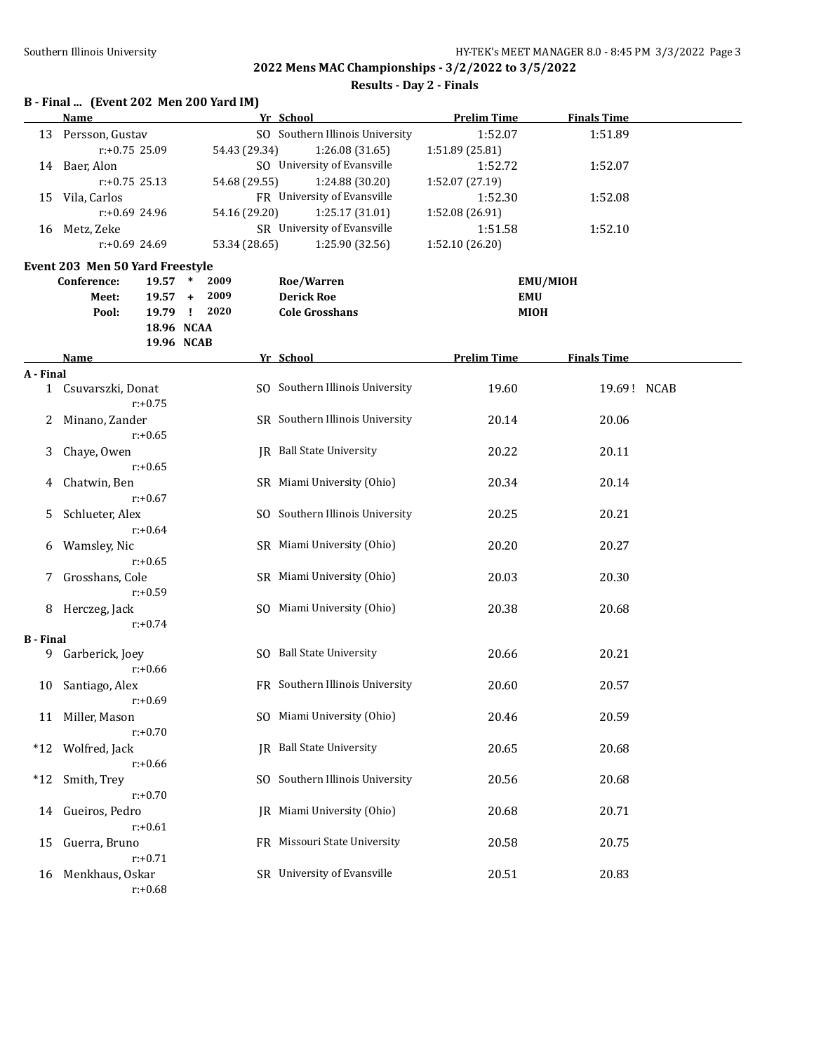## 2022 Mens MAC Championships - 3/2/2022 to 3/5/2022

### Results - Day 2 - Finals

**B - Final ... (Event 202 Men 200 Yard IM)**

| | Name | Yr | School | Prelim Time | Finals Time |
|---|---|---|---|---|---|
| 13 | Persson, Gustav | SO | Southern Illinois University | 1:52.07 | 1:51.89 |
| | r:+0.75 25.09 | 54.43 (29.34) | 1:26.08 (31.65) | 1:51.89 (25.81) | |
| 14 | Baer, Alon | SO | University of Evansville | 1:52.72 | 1:52.07 |
| | r:+0.75 25.13 | 54.68 (29.55) | 1:24.88 (30.20) | 1:52.07 (27.19) | |
| 15 | Vila, Carlos | FR | University of Evansville | 1:52.30 | 1:52.08 |
| | r:+0.69 24.96 | 54.16 (29.20) | 1:25.17 (31.01) | 1:52.08 (26.91) | |
| 16 | Metz, Zeke | SR | University of Evansville | 1:51.58 | 1:52.10 |
| | r:+0.69 24.69 | 53.34 (28.65) | 1:25.90 (32.56) | 1:52.10 (26.20) | |

**Event 203 Men 50 Yard Freestyle**

| | | | | | |
|---|---|---|---|---|---|
| Conference: | 19.57 | * | 2009 | Roe/Warren | EMU/MIOH |
| Meet: | 19.57 | + | 2009 | Derick Roe | EMU |
| Pool: | 19.79 | ! | 2020 | Cole Grosshans | MIOH |
| | 18.96 | NCAA | | | |
| | 19.96 | NCAB | | | |

| | Name | Yr | School | Prelim Time | Finals Time | |
|---|---|---|---|---|---|---|
| **A - Final** | | | | | | |
| 1 | Csuvarszki, Donat<br>r:+0.75 | SO | Southern Illinois University | 19.60 | 19.69 ! | NCAB |
| 2 | Minano, Zander<br>r:+0.65 | SR | Southern Illinois University | 20.14 | 20.06 | |
| 3 | Chaye, Owen<br>r:+0.65 | JR | Ball State University | 20.22 | 20.11 | |
| 4 | Chatwin, Ben<br>r:+0.67 | SR | Miami University (Ohio) | 20.34 | 20.14 | |
| 5 | Schlueter, Alex<br>r:+0.64 | SO | Southern Illinois University | 20.25 | 20.21 | |
| 6 | Wamsley, Nic<br>r:+0.65 | SR | Miami University (Ohio) | 20.20 | 20.27 | |
| 7 | Grosshans, Cole<br>r:+0.59 | SR | Miami University (Ohio) | 20.03 | 20.30 | |
| 8 | Herczeg, Jack<br>r:+0.74 | SO | Miami University (Ohio) | 20.38 | 20.68 | |
| **B - Final** | | | | | | |
| 9 | Garberick, Joey<br>r:+0.66 | SO | Ball State University | 20.66 | 20.21 | |
| 10 | Santiago, Alex<br>r:+0.69 | FR | Southern Illinois University | 20.60 | 20.57 | |
| 11 | Miller, Mason<br>r:+0.70 | SO | Miami University (Ohio) | 20.46 | 20.59 | |
| *12 | Wolfred, Jack<br>r:+0.66 | JR | Ball State University | 20.65 | 20.68 | |
| *12 | Smith, Trey<br>r:+0.70 | SO | Southern Illinois University | 20.56 | 20.68 | |
| 14 | Gueiros, Pedro<br>r:+0.61 | JR | Miami University (Ohio) | 20.68 | 20.71 | |
| 15 | Guerra, Bruno<br>r:+0.71 | FR | Missouri State University | 20.58 | 20.75 | |
| 16 | Menkhaus, Oskar<br>r:+0.68 | SR | University of Evansville | 20.51 | 20.83 | |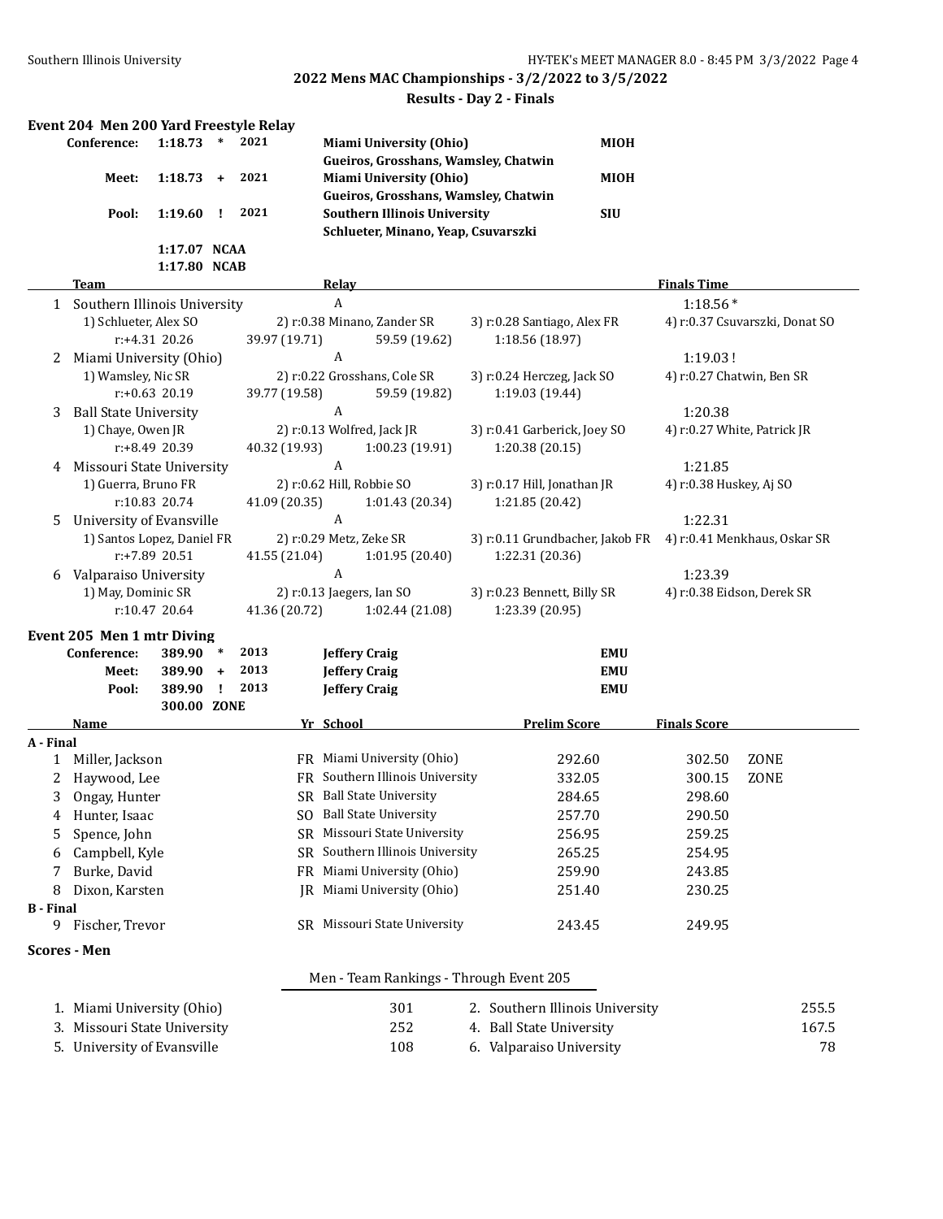## 2022 Mens MAC Championships - 3/2/2022 to 3/5/2022

### Results - Day 2 - Finals

### Event 204 Men 200 Yard Freestyle Relay

| | | | | | |
|---|---|---|---|---|---|
| **Conference:** | **1:18.73** | * | **2021** | **Miami University (Ohio)** Gueiros, Grosshans, Wamsley, Chatwin | **MIOH** |
| **Meet:** | **1:18.73** | + | **2021** | **Miami University (Ohio)** Gueiros, Grosshans, Wamsley, Chatwin | **MIOH** |
| **Pool:** | **1:19.60** | ! | **2021** | **Southern Illinois University** Schlueter, Minano, Yeap, Csuvarszki | **SIU** |
| | **1:17.07** | **NCAA** | | | |
| | **1:17.80** | **NCAB** | | | |

| | Team | Relay | | | Finals Time |
|---|---|---|---|---|---|
| 1 | Southern Illinois University | A | | | 1:18.56 * |
| | 1) Schlueter, Alex SO | 2) r:0.38 Minano, Zander SR | 3) r:0.28 Santiago, Alex FR | 4) r:0.37 Csuvarszki, Donat SO | |
| | r:+4.31 20.26 | 39.97 (19.71) | 59.59 (19.62) | 1:18.56 (18.97) | |
| 2 | Miami University (Ohio) | A | | | 1:19.03 ! |
| | 1) Wamsley, Nic SR | 2) r:0.22 Grosshans, Cole SR | 3) r:0.24 Herczeg, Jack SO | 4) r:0.27 Chatwin, Ben SR | |
| | r:+0.63 20.19 | 39.77 (19.58) | 59.59 (19.82) | 1:19.03 (19.44) | |
| 3 | Ball State University | A | | | 1:20.38 |
| | 1) Chaye, Owen JR | 2) r:0.13 Wolfred, Jack JR | 3) r:0.41 Garberick, Joey SO | 4) r:0.27 White, Patrick JR | |
| | r:+8.49 20.39 | 40.32 (19.93) | 1:00.23 (19.91) | 1:20.38 (20.15) | |
| 4 | Missouri State University | A | | | 1:21.85 |
| | 1) Guerra, Bruno FR | 2) r:0.62 Hill, Robbie SO | 3) r:0.17 Hill, Jonathan JR | 4) r:0.38 Huskey, Aj SO | |
| | r:10.83 20.74 | 41.09 (20.35) | 1:01.43 (20.34) | 1:21.85 (20.42) | |
| 5 | University of Evansville | A | | | 1:22.31 |
| | 1) Santos Lopez, Daniel FR | 2) r:0.29 Metz, Zeke SR | 3) r:0.11 Grundbacher, Jakob FR | 4) r:0.41 Menkhaus, Oskar SR | |
| | r:+7.89 20.51 | 41.55 (21.04) | 1:01.95 (20.40) | 1:22.31 (20.36) | |
| 6 | Valparaiso University | A | | | 1:23.39 |
| | 1) May, Dominic SR | 2) r:0.13 Jaegers, Ian SO | 3) r:0.23 Bennett, Billy SR | 4) r:0.38 Eidson, Derek SR | |
| | r:10.47 20.64 | 41.36 (20.72) | 1:02.44 (21.08) | 1:23.39 (20.95) | |

### Event 205 Men 1 mtr Diving

| | | | | | |
|---|---|---|---|---|---|
| **Conference:** | **389.90** | * | **2013** | **Jeffery Craig** | **EMU** |
| **Meet:** | **389.90** | + | **2013** | **Jeffery Craig** | **EMU** |
| **Pool:** | **389.90** | ! | **2013** | **Jeffery Craig** | **EMU** |
| | **300.00** | **ZONE** | | | |

| | Name | Yr | School | Prelim Score | Finals Score | |
|---|---|---|---|---|---|---|
| **A - Final** | | | | | | |
| 1 | Miller, Jackson | FR | Miami University (Ohio) | 292.60 | 302.50 | ZONE |
| 2 | Haywood, Lee | FR | Southern Illinois University | 332.05 | 300.15 | ZONE |
| 3 | Ongay, Hunter | SR | Ball State University | 284.65 | 298.60 | |
| 4 | Hunter, Isaac | SO | Ball State University | 257.70 | 290.50 | |
| 5 | Spence, John | SR | Missouri State University | 256.95 | 259.25 | |
| 6 | Campbell, Kyle | SR | Southern Illinois University | 265.25 | 254.95 | |
| 7 | Burke, David | FR | Miami University (Ohio) | 259.90 | 243.85 | |
| 8 | Dixon, Karsten | JR | Miami University (Ohio) | 251.40 | 230.25 | |
| **B - Final** | | | | | | |
| 9 | Fischer, Trevor | SR | Missouri State University | 243.45 | 249.95 | |

### Scores - Men

Men - Team Rankings - Through Event 205

| | | | | |
|---|---|---|---|---|
| 1. Miami University (Ohio) | 301 | | 2. Southern Illinois University | 255.5 |
| 3. Missouri State University | 252 | | 4. Ball State University | 167.5 |
| 5. University of Evansville | 108 | | 6. Valparaiso University | 78 |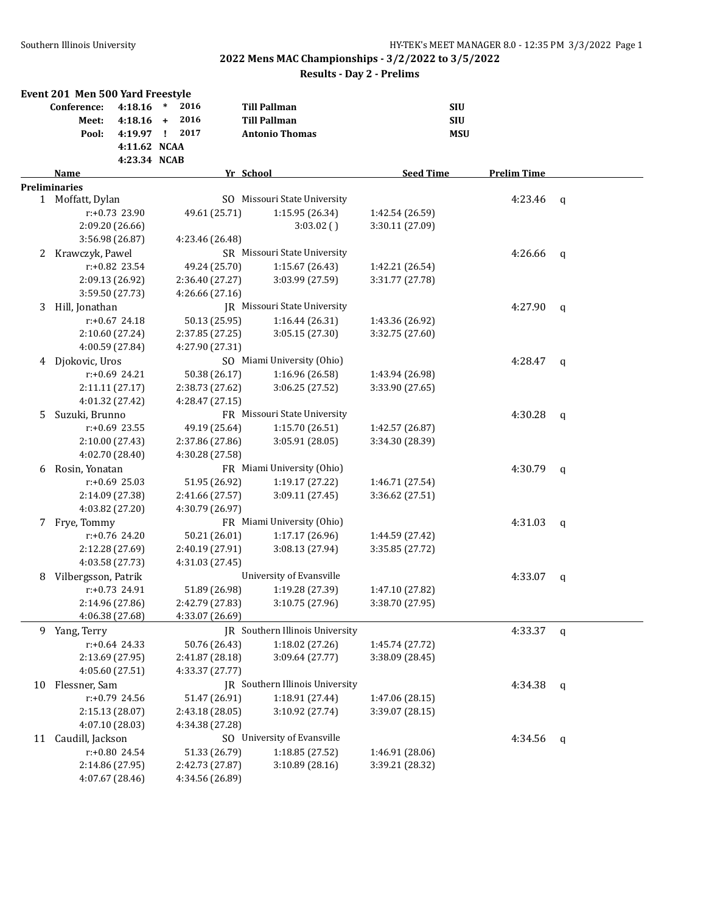## 2022 Mens MAC Championships - 3/2/2022 to 3/5/2022

### Results - Day 2 - Prelims

**Event 201 Men 500 Yard Freestyle**

| | | | | | |
|---|---|---|---|---|---|
| **Conference:** | 4:18.16 | * | 2016 | **Till Pallman** | **SIU** |
| **Meet:** | 4:18.16 | + | 2016 | **Till Pallman** | **SIU** |
| **Pool:** | 4:19.97 | ! | 2017 | **Antonio Thomas** | **MSU** |
| | 4:11.62 | NCAA | | | |
| | 4:23.34 | NCAB | | | |

| | Name | Yr | School | Seed Time | Prelim Time | |
|---|---|---|---|---|---|---|
| **Preliminaries** | | | | | | |
| 1 | Moffatt, Dylan | SO | Missouri State University | | 4:23.46 | q |
| | r:+0.73 23.90 | 49.61 (25.71) | 1:15.95 (26.34) | 1:42.54 (26.59) | | |
| | 2:09.20 (26.66) | | 3:03.02 ( ) | 3:30.11 (27.09) | | |
| | 3:56.98 (26.87) | 4:23.46 (26.48) | | | | |
| 2 | Krawczyk, Pawel | SR | Missouri State University | | 4:26.66 | q |
| | r:+0.82 23.54 | 49.24 (25.70) | 1:15.67 (26.43) | 1:42.21 (26.54) | | |
| | 2:09.13 (26.92) | 2:36.40 (27.27) | 3:03.99 (27.59) | 3:31.77 (27.78) | | |
| | 3:59.50 (27.73) | 4:26.66 (27.16) | | | | |
| 3 | Hill, Jonathan | JR | Missouri State University | | 4:27.90 | q |
| | r:+0.67 24.18 | 50.13 (25.95) | 1:16.44 (26.31) | 1:43.36 (26.92) | | |
| | 2:10.60 (27.24) | 2:37.85 (27.25) | 3:05.15 (27.30) | 3:32.75 (27.60) | | |
| | 4:00.59 (27.84) | 4:27.90 (27.31) | | | | |
| 4 | Djokovic, Uros | SO | Miami University (Ohio) | | 4:28.47 | q |
| | r:+0.69 24.21 | 50.38 (26.17) | 1:16.96 (26.58) | 1:43.94 (26.98) | | |
| | 2:11.11 (27.17) | 2:38.73 (27.62) | 3:06.25 (27.52) | 3:33.90 (27.65) | | |
| | 4:01.32 (27.42) | 4:28.47 (27.15) | | | | |
| 5 | Suzuki, Brunno | FR | Missouri State University | | 4:30.28 | q |
| | r:+0.69 23.55 | 49.19 (25.64) | 1:15.70 (26.51) | 1:42.57 (26.87) | | |
| | 2:10.00 (27.43) | 2:37.86 (27.86) | 3:05.91 (28.05) | 3:34.30 (28.39) | | |
| | 4:02.70 (28.40) | 4:30.28 (27.58) | | | | |
| 6 | Rosin, Yonatan | FR | Miami University (Ohio) | | 4:30.79 | q |
| | r:+0.69 25.03 | 51.95 (26.92) | 1:19.17 (27.22) | 1:46.71 (27.54) | | |
| | 2:14.09 (27.38) | 2:41.66 (27.57) | 3:09.11 (27.45) | 3:36.62 (27.51) | | |
| | 4:03.82 (27.20) | 4:30.79 (26.97) | | | | |
| 7 | Frye, Tommy | FR | Miami University (Ohio) | | 4:31.03 | q |
| | r:+0.76 24.20 | 50.21 (26.01) | 1:17.17 (26.96) | 1:44.59 (27.42) | | |
| | 2:12.28 (27.69) | 2:40.19 (27.91) | 3:08.13 (27.94) | 3:35.85 (27.72) | | |
| | 4:03.58 (27.73) | 4:31.03 (27.45) | | | | |
| 8 | Vilbergsson, Patrik | | University of Evansville | | 4:33.07 | q |
| | r:+0.73 24.91 | 51.89 (26.98) | 1:19.28 (27.39) | 1:47.10 (27.82) | | |
| | 2:14.96 (27.86) | 2:42.79 (27.83) | 3:10.75 (27.96) | 3:38.70 (27.95) | | |
| | 4:06.38 (27.68) | 4:33.07 (26.69) | | | | |
| 9 | Yang, Terry | JR | Southern Illinois University | | 4:33.37 | q |
| | r:+0.64 24.33 | 50.76 (26.43) | 1:18.02 (27.26) | 1:45.74 (27.72) | | |
| | 2:13.69 (27.95) | 2:41.87 (28.18) | 3:09.64 (27.77) | 3:38.09 (28.45) | | |
| | 4:05.60 (27.51) | 4:33.37 (27.77) | | | | |
| 10 | Flessner, Sam | JR | Southern Illinois University | | 4:34.38 | q |
| | r:+0.79 24.56 | 51.47 (26.91) | 1:18.91 (27.44) | 1:47.06 (28.15) | | |
| | 2:15.13 (28.07) | 2:43.18 (28.05) | 3:10.92 (27.74) | 3:39.07 (28.15) | | |
| | 4:07.10 (28.03) | 4:34.38 (27.28) | | | | |
| 11 | Caudill, Jackson | SO | University of Evansville | | 4:34.56 | q |
| | r:+0.80 24.54 | 51.33 (26.79) | 1:18.85 (27.52) | 1:46.91 (28.06) | | |
| | 2:14.86 (27.95) | 2:42.73 (27.87) | 3:10.89 (28.16) | 3:39.21 (28.32) | | |
| | 4:07.67 (28.46) | 4:34.56 (26.89) | | | | |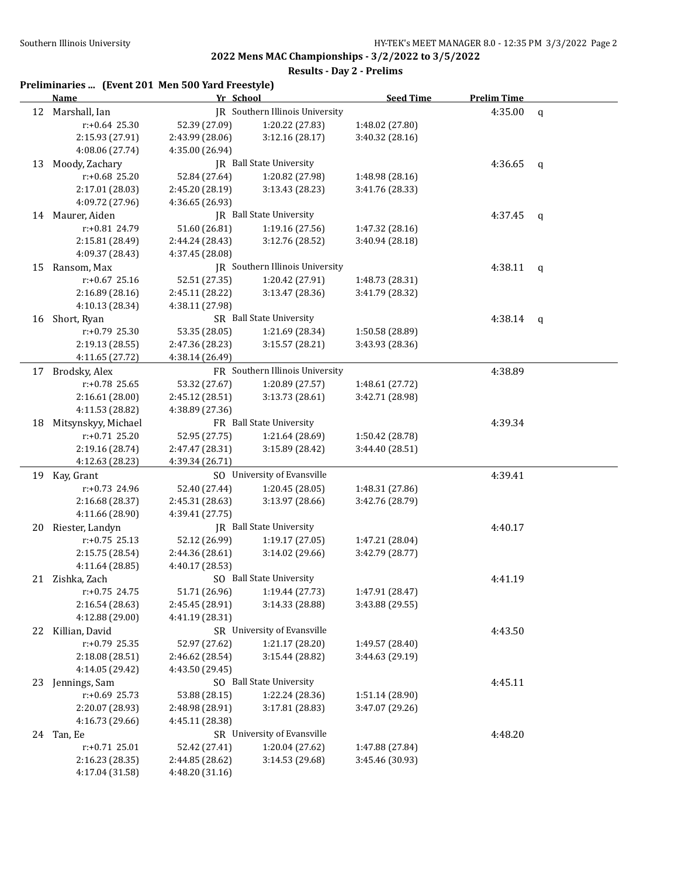## 2022 Mens MAC Championships - 3/2/2022 to 3/5/2022

### Results - Day 2 - Prelims

**Preliminaries ... (Event 201 Men 500 Yard Freestyle)**

| | Name | Yr | School | Seed Time | Prelim Time | |
|---|---|---|---|---|---|---|
| 12 | Marshall, Ian | JR | Southern Illinois University | | 4:35.00 | q |
| | r:+0.64 25.30 | 52.39 (27.09) | 1:20.22 (27.83) | 1:48.02 (27.80) | | |
| | 2:15.93 (27.91) | 2:43.99 (28.06) | 3:12.16 (28.17) | 3:40.32 (28.16) | | |
| | 4:08.06 (27.74) | 4:35.00 (26.94) | | | | |
| 13 | Moody, Zachary | JR | Ball State University | | 4:36.65 | q |
| | r:+0.68 25.20 | 52.84 (27.64) | 1:20.82 (27.98) | 1:48.98 (28.16) | | |
| | 2:17.01 (28.03) | 2:45.20 (28.19) | 3:13.43 (28.23) | 3:41.76 (28.33) | | |
| | 4:09.72 (27.96) | 4:36.65 (26.93) | | | | |
| 14 | Maurer, Aiden | JR | Ball State University | | 4:37.45 | q |
| | r:+0.81 24.79 | 51.60 (26.81) | 1:19.16 (27.56) | 1:47.32 (28.16) | | |
| | 2:15.81 (28.49) | 2:44.24 (28.43) | 3:12.76 (28.52) | 3:40.94 (28.18) | | |
| | 4:09.37 (28.43) | 4:37.45 (28.08) | | | | |
| 15 | Ransom, Max | JR | Southern Illinois University | | 4:38.11 | q |
| | r:+0.67 25.16 | 52.51 (27.35) | 1:20.42 (27.91) | 1:48.73 (28.31) | | |
| | 2:16.89 (28.16) | 2:45.11 (28.22) | 3:13.47 (28.36) | 3:41.79 (28.32) | | |
| | 4:10.13 (28.34) | 4:38.11 (27.98) | | | | |
| 16 | Short, Ryan | SR | Ball State University | | 4:38.14 | q |
| | r:+0.79 25.30 | 53.35 (28.05) | 1:21.69 (28.34) | 1:50.58 (28.89) | | |
| | 2:19.13 (28.55) | 2:47.36 (28.23) | 3:15.57 (28.21) | 3:43.93 (28.36) | | |
| | 4:11.65 (27.72) | 4:38.14 (26.49) | | | | |
| 17 | Brodsky, Alex | FR | Southern Illinois University | | 4:38.89 | |
| | r:+0.78 25.65 | 53.32 (27.67) | 1:20.89 (27.57) | 1:48.61 (27.72) | | |
| | 2:16.61 (28.00) | 2:45.12 (28.51) | 3:13.73 (28.61) | 3:42.71 (28.98) | | |
| | 4:11.53 (28.82) | 4:38.89 (27.36) | | | | |
| 18 | Mitsynskyy, Michael | FR | Ball State University | | 4:39.34 | |
| | r:+0.71 25.20 | 52.95 (27.75) | 1:21.64 (28.69) | 1:50.42 (28.78) | | |
| | 2:19.16 (28.74) | 2:47.47 (28.31) | 3:15.89 (28.42) | 3:44.40 (28.51) | | |
| | 4:12.63 (28.23) | 4:39.34 (26.71) | | | | |
| 19 | Kay, Grant | SO | University of Evansville | | 4:39.41 | |
| | r:+0.73 24.96 | 52.40 (27.44) | 1:20.45 (28.05) | 1:48.31 (27.86) | | |
| | 2:16.68 (28.37) | 2:45.31 (28.63) | 3:13.97 (28.66) | 3:42.76 (28.79) | | |
| | 4:11.66 (28.90) | 4:39.41 (27.75) | | | | |
| 20 | Riester, Landyn | JR | Ball State University | | 4:40.17 | |
| | r:+0.75 25.13 | 52.12 (26.99) | 1:19.17 (27.05) | 1:47.21 (28.04) | | |
| | 2:15.75 (28.54) | 2:44.36 (28.61) | 3:14.02 (29.66) | 3:42.79 (28.77) | | |
| | 4:11.64 (28.85) | 4:40.17 (28.53) | | | | |
| 21 | Zishka, Zach | SO | Ball State University | | 4:41.19 | |
| | r:+0.75 24.75 | 51.71 (26.96) | 1:19.44 (27.73) | 1:47.91 (28.47) | | |
| | 2:16.54 (28.63) | 2:45.45 (28.91) | 3:14.33 (28.88) | 3:43.88 (29.55) | | |
| | 4:12.88 (29.00) | 4:41.19 (28.31) | | | | |
| 22 | Killian, David | SR | University of Evansville | | 4:43.50 | |
| | r:+0.79 25.35 | 52.97 (27.62) | 1:21.17 (28.20) | 1:49.57 (28.40) | | |
| | 2:18.08 (28.51) | 2:46.62 (28.54) | 3:15.44 (28.82) | 3:44.63 (29.19) | | |
| | 4:14.05 (29.42) | 4:43.50 (29.45) | | | | |
| 23 | Jennings, Sam | SO | Ball State University | | 4:45.11 | |
| | r:+0.69 25.73 | 53.88 (28.15) | 1:22.24 (28.36) | 1:51.14 (28.90) | | |
| | 2:20.07 (28.93) | 2:48.98 (28.91) | 3:17.81 (28.83) | 3:47.07 (29.26) | | |
| | 4:16.73 (29.66) | 4:45.11 (28.38) | | | | |
| 24 | Tan, Ee | SR | University of Evansville | | 4:48.20 | |
| | r:+0.71 25.01 | 52.42 (27.41) | 1:20.04 (27.62) | 1:47.88 (27.84) | | |
| | 2:16.23 (28.35) | 2:44.85 (28.62) | 3:14.53 (29.68) | 3:45.46 (30.93) | | |
| | 4:17.04 (31.58) | 4:48.20 (31.16) | | | | |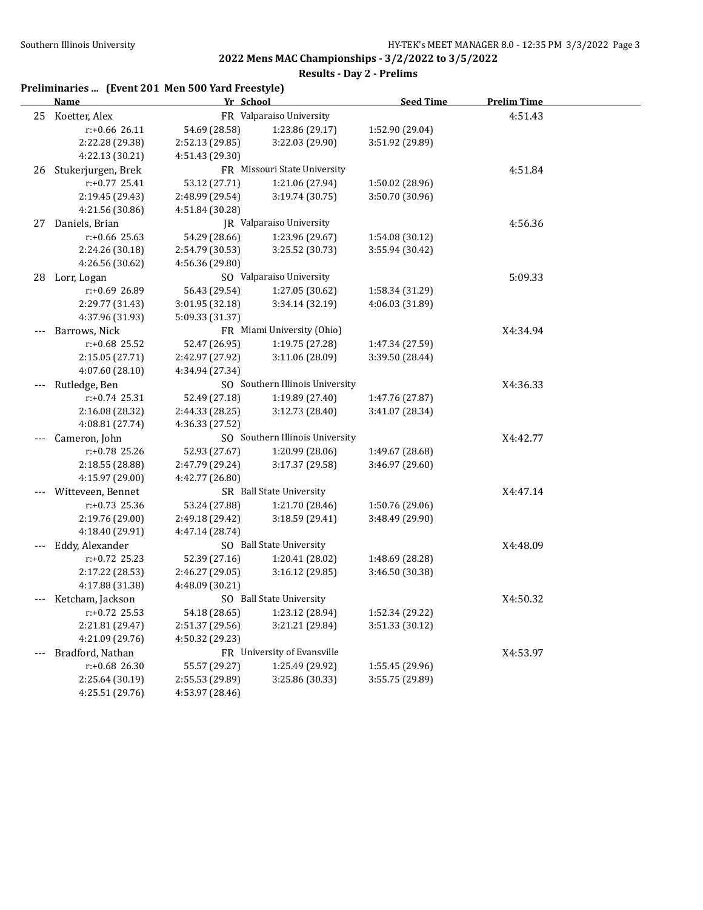## 2022 Mens MAC Championships - 3/2/2022 to 3/5/2022

### Results - Day 2 - Prelims

**Preliminaries ... (Event 201 Men 500 Yard Freestyle)**

| | Name | Yr | School | Seed Time | Prelim Time |
|---|---|---|---|---|---|
| 25 | Koetter, Alex | FR | Valparaiso University | | 4:51.43 |
| | r:+0.66 26.11 | 54.69 (28.58) | 1:23.86 (29.17) | 1:52.90 (29.04) | |
| | 2:22.28 (29.38) | 2:52.13 (29.85) | 3:22.03 (29.90) | 3:51.92 (29.89) | |
| | 4:22.13 (30.21) | 4:51.43 (29.30) | | | |
| 26 | Stukerjurgen, Brek | FR | Missouri State University | | 4:51.84 |
| | r:+0.77 25.41 | 53.12 (27.71) | 1:21.06 (27.94) | 1:50.02 (28.96) | |
| | 2:19.45 (29.43) | 2:48.99 (29.54) | 3:19.74 (30.75) | 3:50.70 (30.96) | |
| | 4:21.56 (30.86) | 4:51.84 (30.28) | | | |
| 27 | Daniels, Brian | JR | Valparaiso University | | 4:56.36 |
| | r:+0.66 25.63 | 54.29 (28.66) | 1:23.96 (29.67) | 1:54.08 (30.12) | |
| | 2:24.26 (30.18) | 2:54.79 (30.53) | 3:25.52 (30.73) | 3:55.94 (30.42) | |
| | 4:26.56 (30.62) | 4:56.36 (29.80) | | | |
| 28 | Lorr, Logan | SO | Valparaiso University | | 5:09.33 |
| | r:+0.69 26.89 | 56.43 (29.54) | 1:27.05 (30.62) | 1:58.34 (31.29) | |
| | 2:29.77 (31.43) | 3:01.95 (32.18) | 3:34.14 (32.19) | 4:06.03 (31.89) | |
| | 4:37.96 (31.93) | 5:09.33 (31.37) | | | |
| --- | Barrows, Nick | FR | Miami University (Ohio) | | X4:34.94 |
| | r:+0.68 25.52 | 52.47 (26.95) | 1:19.75 (27.28) | 1:47.34 (27.59) | |
| | 2:15.05 (27.71) | 2:42.97 (27.92) | 3:11.06 (28.09) | 3:39.50 (28.44) | |
| | 4:07.60 (28.10) | 4:34.94 (27.34) | | | |
| --- | Rutledge, Ben | SO | Southern Illinois University | | X4:36.33 |
| | r:+0.74 25.31 | 52.49 (27.18) | 1:19.89 (27.40) | 1:47.76 (27.87) | |
| | 2:16.08 (28.32) | 2:44.33 (28.25) | 3:12.73 (28.40) | 3:41.07 (28.34) | |
| | 4:08.81 (27.74) | 4:36.33 (27.52) | | | |
| --- | Cameron, John | SO | Southern Illinois University | | X4:42.77 |
| | r:+0.78 25.26 | 52.93 (27.67) | 1:20.99 (28.06) | 1:49.67 (28.68) | |
| | 2:18.55 (28.88) | 2:47.79 (29.24) | 3:17.37 (29.58) | 3:46.97 (29.60) | |
| | 4:15.97 (29.00) | 4:42.77 (26.80) | | | |
| --- | Witteveen, Bennet | SR | Ball State University | | X4:47.14 |
| | r:+0.73 25.36 | 53.24 (27.88) | 1:21.70 (28.46) | 1:50.76 (29.06) | |
| | 2:19.76 (29.00) | 2:49.18 (29.42) | 3:18.59 (29.41) | 3:48.49 (29.90) | |
| | 4:18.40 (29.91) | 4:47.14 (28.74) | | | |
| --- | Eddy, Alexander | SO | Ball State University | | X4:48.09 |
| | r:+0.72 25.23 | 52.39 (27.16) | 1:20.41 (28.02) | 1:48.69 (28.28) | |
| | 2:17.22 (28.53) | 2:46.27 (29.05) | 3:16.12 (29.85) | 3:46.50 (30.38) | |
| | 4:17.88 (31.38) | 4:48.09 (30.21) | | | |
| --- | Ketcham, Jackson | SO | Ball State University | | X4:50.32 |
| | r:+0.72 25.53 | 54.18 (28.65) | 1:23.12 (28.94) | 1:52.34 (29.22) | |
| | 2:21.81 (29.47) | 2:51.37 (29.56) | 3:21.21 (29.84) | 3:51.33 (30.12) | |
| | 4:21.09 (29.76) | 4:50.32 (29.23) | | | |
| --- | Bradford, Nathan | FR | University of Evansville | | X4:53.97 |
| | r:+0.68 26.30 | 55.57 (29.27) | 1:25.49 (29.92) | 1:55.45 (29.96) | |
| | 2:25.64 (30.19) | 2:55.53 (29.89) | 3:25.86 (30.33) | 3:55.75 (29.89) | |
| | 4:25.51 (29.76) | 4:53.97 (28.46) | | | |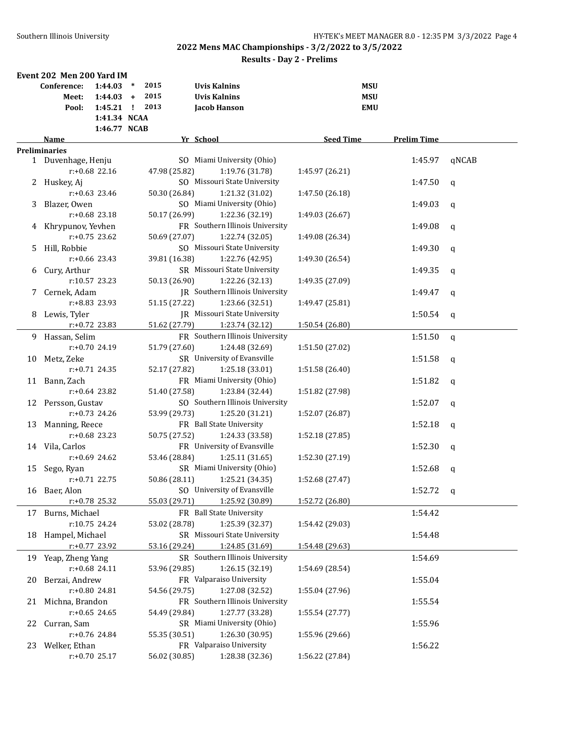## 2022 Mens MAC Championships - 3/2/2022 to 3/5/2022

### Results - Day 2 - Prelims

**Event 202 Men 200 Yard IM**

| | | | | | |
|---|---|---|---|---|---|
| Conference: | 1:44.03 | * | 2015 | Uvis Kalnins | MSU |
| Meet: | 1:44.03 | + | 2015 | Uvis Kalnins | MSU |
| Pool: | 1:45.21 | ! | 2013 | Jacob Hanson | EMU |
| | 1:41.34 | NCAA | | | |
| | 1:46.77 | NCAB | | | |

**Preliminaries**

| | Name | Yr | School | Seed Time | Prelim Time | |
|---|---|---|---|---|---|---|
| 1 | Duvenhage, Henju | SO | Miami University (Ohio) | | 1:45.97 | qNCAB |
| | r:+0.68 22.16 | 47.98 (25.82) | 1:19.76 (31.78) | 1:45.97 (26.21) | | |
| 2 | Huskey, Aj | SO | Missouri State University | | 1:47.50 | q |
| | r:+0.63 23.46 | 50.30 (26.84) | 1:21.32 (31.02) | 1:47.50 (26.18) | | |
| 3 | Blazer, Owen | SO | Miami University (Ohio) | | 1:49.03 | q |
| | r:+0.68 23.18 | 50.17 (26.99) | 1:22.36 (32.19) | 1:49.03 (26.67) | | |
| 4 | Khrypunov, Yevhen | FR | Southern Illinois University | | 1:49.08 | q |
| | r:+0.75 23.62 | 50.69 (27.07) | 1:22.74 (32.05) | 1:49.08 (26.34) | | |
| 5 | Hill, Robbie | SO | Missouri State University | | 1:49.30 | q |
| | r:+0.66 23.43 | 39.81 (16.38) | 1:22.76 (42.95) | 1:49.30 (26.54) | | |
| 6 | Cury, Arthur | SR | Missouri State University | | 1:49.35 | q |
| | r:10.57 23.23 | 50.13 (26.90) | 1:22.26 (32.13) | 1:49.35 (27.09) | | |
| 7 | Cernek, Adam | JR | Southern Illinois University | | 1:49.47 | q |
| | r:+8.83 23.93 | 51.15 (27.22) | 1:23.66 (32.51) | 1:49.47 (25.81) | | |
| 8 | Lewis, Tyler | JR | Missouri State University | | 1:50.54 | q |
| | r:+0.72 23.83 | 51.62 (27.79) | 1:23.74 (32.12) | 1:50.54 (26.80) | | |
| 9 | Hassan, Selim | FR | Southern Illinois University | | 1:51.50 | q |
| | r:+0.70 24.19 | 51.79 (27.60) | 1:24.48 (32.69) | 1:51.50 (27.02) | | |
| 10 | Metz, Zeke | SR | University of Evansville | | 1:51.58 | q |
| | r:+0.71 24.35 | 52.17 (27.82) | 1:25.18 (33.01) | 1:51.58 (26.40) | | |
| 11 | Bann, Zach | FR | Miami University (Ohio) | | 1:51.82 | q |
| | r:+0.64 23.82 | 51.40 (27.58) | 1:23.84 (32.44) | 1:51.82 (27.98) | | |
| 12 | Persson, Gustav | SO | Southern Illinois University | | 1:52.07 | q |
| | r:+0.73 24.26 | 53.99 (29.73) | 1:25.20 (31.21) | 1:52.07 (26.87) | | |
| 13 | Manning, Reece | FR | Ball State University | | 1:52.18 | q |
| | r:+0.68 23.23 | 50.75 (27.52) | 1:24.33 (33.58) | 1:52.18 (27.85) | | |
| 14 | Vila, Carlos | FR | University of Evansville | | 1:52.30 | q |
| | r:+0.69 24.62 | 53.46 (28.84) | 1:25.11 (31.65) | 1:52.30 (27.19) | | |
| 15 | Sego, Ryan | SR | Miami University (Ohio) | | 1:52.68 | q |
| | r:+0.71 22.75 | 50.86 (28.11) | 1:25.21 (34.35) | 1:52.68 (27.47) | | |
| 16 | Baer, Alon | SO | University of Evansville | | 1:52.72 | q |
| | r:+0.78 25.32 | 55.03 (29.71) | 1:25.92 (30.89) | 1:52.72 (26.80) | | |
| 17 | Burns, Michael | FR | Ball State University | | 1:54.42 | |
| | r:10.75 24.24 | 53.02 (28.78) | 1:25.39 (32.37) | 1:54.42 (29.03) | | |
| 18 | Hampel, Michael | SR | Missouri State University | | 1:54.48 | |
| | r:+0.77 23.92 | 53.16 (29.24) | 1:24.85 (31.69) | 1:54.48 (29.63) | | |
| 19 | Yeap, Zheng Yang | SR | Southern Illinois University | | 1:54.69 | |
| | r:+0.68 24.11 | 53.96 (29.85) | 1:26.15 (32.19) | 1:54.69 (28.54) | | |
| 20 | Berzai, Andrew | FR | Valparaiso University | | 1:55.04 | |
| | r:+0.80 24.81 | 54.56 (29.75) | 1:27.08 (32.52) | 1:55.04 (27.96) | | |
| 21 | Michna, Brandon | FR | Southern Illinois University | | 1:55.54 | |
| | r:+0.65 24.65 | 54.49 (29.84) | 1:27.77 (33.28) | 1:55.54 (27.77) | | |
| 22 | Curran, Sam | SR | Miami University (Ohio) | | 1:55.96 | |
| | r:+0.76 24.84 | 55.35 (30.51) | 1:26.30 (30.95) | 1:55.96 (29.66) | | |
| 23 | Welker, Ethan | FR | Valparaiso University | | 1:56.22 | |
| | r:+0.70 25.17 | 56.02 (30.85) | 1:28.38 (32.36) | 1:56.22 (27.84) | | |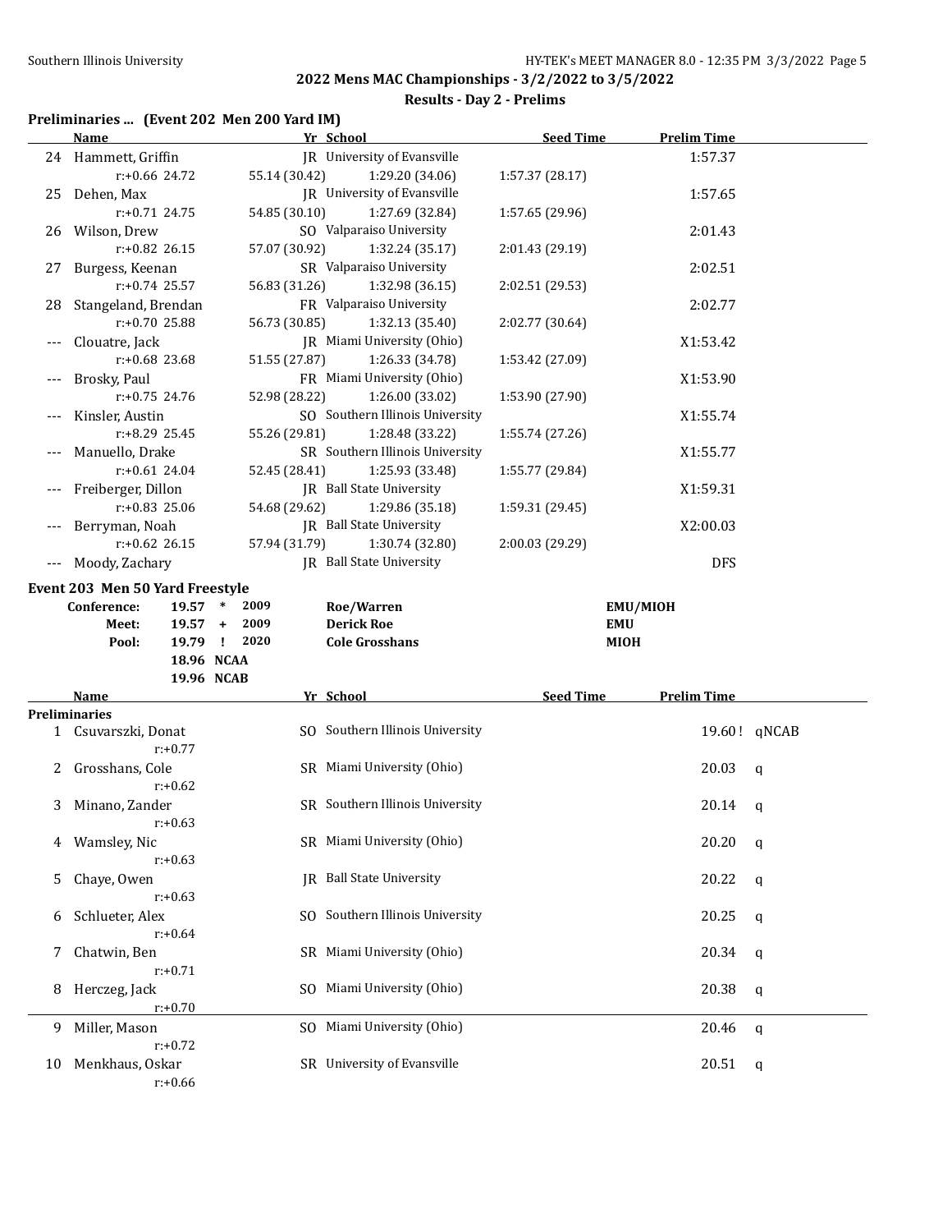## 2022 Mens MAC Championships - 3/2/2022 to 3/5/2022

### Results - Day 2 - Prelims

### Preliminaries ... (Event 202 Men 200 Yard IM)

| | Name | Yr | School | Seed Time | Prelim Time |
|---|---|---|---|---|---|
| 24 | Hammett, Griffin | JR | University of Evansville | | 1:57.37 |
| | r:+0.66 24.72 | 55.14 (30.42) | 1:29.20 (34.06) | 1:57.37 (28.17) | |
| 25 | Dehen, Max | JR | University of Evansville | | 1:57.65 |
| | r:+0.71 24.75 | 54.85 (30.10) | 1:27.69 (32.84) | 1:57.65 (29.96) | |
| 26 | Wilson, Drew | SO | Valparaiso University | | 2:01.43 |
| | r:+0.82 26.15 | 57.07 (30.92) | 1:32.24 (35.17) | 2:01.43 (29.19) | |
| 27 | Burgess, Keenan | SR | Valparaiso University | | 2:02.51 |
| | r:+0.74 25.57 | 56.83 (31.26) | 1:32.98 (36.15) | 2:02.51 (29.53) | |
| 28 | Stangeland, Brendan | FR | Valparaiso University | | 2:02.77 |
| | r:+0.70 25.88 | 56.73 (30.85) | 1:32.13 (35.40) | 2:02.77 (30.64) | |
| --- | Clouatre, Jack | JR | Miami University (Ohio) | | X1:53.42 |
| | r:+0.68 23.68 | 51.55 (27.87) | 1:26.33 (34.78) | 1:53.42 (27.09) | |
| --- | Brosky, Paul | FR | Miami University (Ohio) | | X1:53.90 |
| | r:+0.75 24.76 | 52.98 (28.22) | 1:26.00 (33.02) | 1:53.90 (27.90) | |
| --- | Kinsler, Austin | SO | Southern Illinois University | | X1:55.74 |
| | r:+8.29 25.45 | 55.26 (29.81) | 1:28.48 (33.22) | 1:55.74 (27.26) | |
| --- | Manuello, Drake | SR | Southern Illinois University | | X1:55.77 |
| | r:+0.61 24.04 | 52.45 (28.41) | 1:25.93 (33.48) | 1:55.77 (29.84) | |
| --- | Freiberger, Dillon | JR | Ball State University | | X1:59.31 |
| | r:+0.83 25.06 | 54.68 (29.62) | 1:29.86 (35.18) | 1:59.31 (29.45) | |
| --- | Berryman, Noah | JR | Ball State University | | X2:00.03 |
| | r:+0.62 26.15 | 57.94 (31.79) | 1:30.74 (32.80) | 2:00.03 (29.29) | |
| --- | Moody, Zachary | JR | Ball State University | | DFS |

### Event 203 Men 50 Yard Freestyle

| | | | | |
|---|---|---|---|---|
| **Conference:** | 19.57 * | 2009 | **Roe/Warren** | **EMU/MIOH** |
| **Meet:** | 19.57 + | 2009 | **Derick Roe** | **EMU** |
| **Pool:** | 19.79 ! | 2020 | **Cole Grosshans** | **MIOH** |
| | 18.96 NCAA | | | |
| | 19.96 NCAB | | | |

**Preliminaries**

| | Name | Yr | School | Seed Time | Prelim Time | |
|---|---|---|---|---|---|---|
| 1 | Csuvarszki, Donat<br>r:+0.77 | SO | Southern Illinois University | | 19.60 ! | qNCAB |
| 2 | Grosshans, Cole<br>r:+0.62 | SR | Miami University (Ohio) | | 20.03 | q |
| 3 | Minano, Zander<br>r:+0.63 | SR | Southern Illinois University | | 20.14 | q |
| 4 | Wamsley, Nic<br>r:+0.63 | SR | Miami University (Ohio) | | 20.20 | q |
| 5 | Chaye, Owen<br>r:+0.63 | JR | Ball State University | | 20.22 | q |
| 6 | Schlueter, Alex<br>r:+0.64 | SO | Southern Illinois University | | 20.25 | q |
| 7 | Chatwin, Ben<br>r:+0.71 | SR | Miami University (Ohio) | | 20.34 | q |
| 8 | Herczeg, Jack<br>r:+0.70 | SO | Miami University (Ohio) | | 20.38 | q |
| 9 | Miller, Mason<br>r:+0.72 | SO | Miami University (Ohio) | | 20.46 | q |
| 10 | Menkhaus, Oskar<br>r:+0.66 | SR | University of Evansville | | 20.51 | q |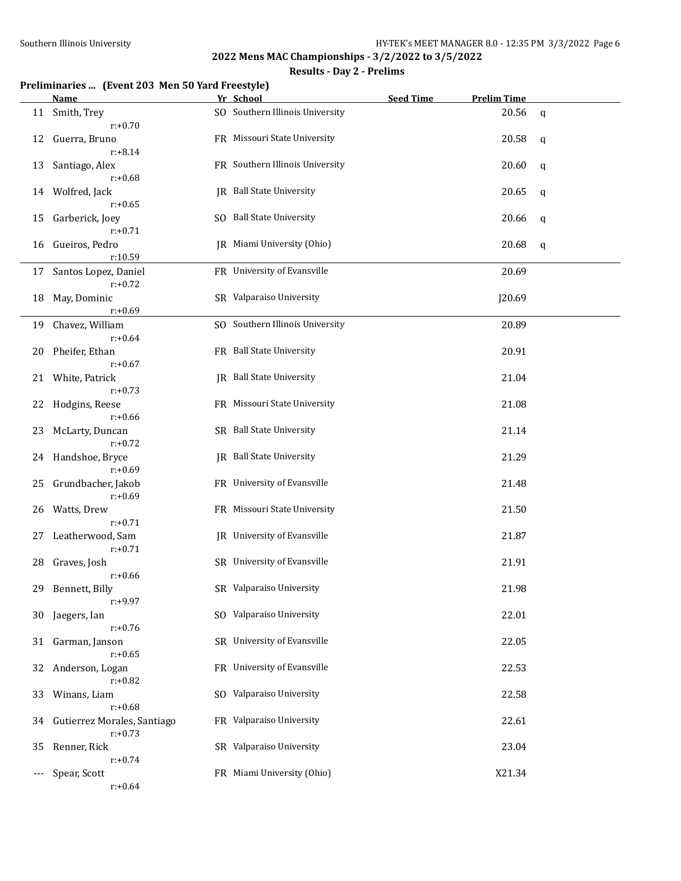## 2022 Mens MAC Championships - 3/2/2022 to 3/5/2022

### Results - Day 2 - Prelims

**Preliminaries ... (Event 203 Men 50 Yard Freestyle)**

| | Name | Yr | School | Seed Time | Prelim Time | |
|---|---|---|---|---|---|---|
| 11 | Smith, Trey<br>r:+0.70 | SO | Southern Illinois University | | 20.56 | q |
| 12 | Guerra, Bruno<br>r:+8.14 | FR | Missouri State University | | 20.58 | q |
| 13 | Santiago, Alex<br>r:+0.68 | FR | Southern Illinois University | | 20.60 | q |
| 14 | Wolfred, Jack<br>r:+0.65 | JR | Ball State University | | 20.65 | q |
| 15 | Garberick, Joey<br>r:+0.71 | SO | Ball State University | | 20.66 | q |
| 16 | Gueiros, Pedro<br>r:10.59 | JR | Miami University (Ohio) | | 20.68 | q |
| 17 | Santos Lopez, Daniel<br>r:+0.72 | FR | University of Evansville | | 20.69 | |
| 18 | May, Dominic<br>r:+0.69 | SR | Valparaiso University | | J20.69 | |
| 19 | Chavez, William<br>r:+0.64 | SO | Southern Illinois University | | 20.89 | |
| 20 | Pheifer, Ethan<br>r:+0.67 | FR | Ball State University | | 20.91 | |
| 21 | White, Patrick<br>r:+0.73 | JR | Ball State University | | 21.04 | |
| 22 | Hodgins, Reese<br>r:+0.66 | FR | Missouri State University | | 21.08 | |
| 23 | McLarty, Duncan<br>r:+0.72 | SR | Ball State University | | 21.14 | |
| 24 | Handshoe, Bryce<br>r:+0.69 | JR | Ball State University | | 21.29 | |
| 25 | Grundbacher, Jakob<br>r:+0.69 | FR | University of Evansville | | 21.48 | |
| 26 | Watts, Drew<br>r:+0.71 | FR | Missouri State University | | 21.50 | |
| 27 | Leatherwood, Sam<br>r:+0.71 | JR | University of Evansville | | 21.87 | |
| 28 | Graves, Josh<br>r:+0.66 | SR | University of Evansville | | 21.91 | |
| 29 | Bennett, Billy<br>r:+9.97 | SR | Valparaiso University | | 21.98 | |
| 30 | Jaegers, Ian<br>r:+0.76 | SO | Valparaiso University | | 22.01 | |
| 31 | Garman, Janson<br>r:+0.65 | SR | University of Evansville | | 22.05 | |
| 32 | Anderson, Logan<br>r:+0.82 | FR | University of Evansville | | 22.53 | |
| 33 | Winans, Liam<br>r:+0.68 | SO | Valparaiso University | | 22.58 | |
| 34 | Gutierrez Morales, Santiago<br>r:+0.73 | FR | Valparaiso University | | 22.61 | |
| 35 | Renner, Rick<br>r:+0.74 | SR | Valparaiso University | | 23.04 | |
| --- | Spear, Scott<br>r:+0.64 | FR | Miami University (Ohio) | | X21.34 | |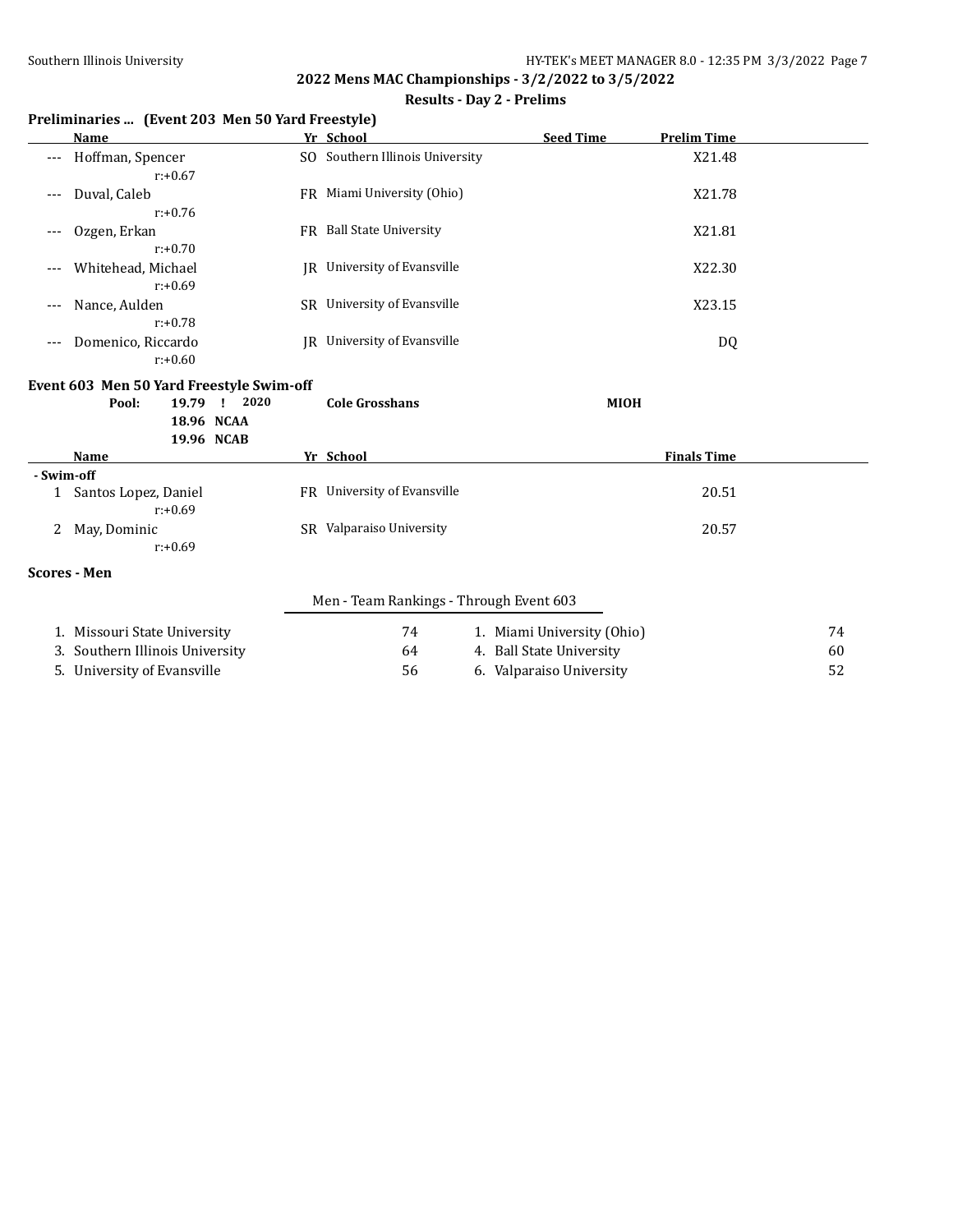## 2022 Mens MAC Championships - 3/2/2022 to 3/5/2022

### Results - Day 2 - Prelims

### Preliminaries ... (Event 203 Men 50 Yard Freestyle)

| | Name | Yr | School | Seed Time | Prelim Time |
|---|---|---|---|---|---|
| --- | Hoffman, Spencer<br>r:+0.67 | SO | Southern Illinois University | | X21.48 |
| --- | Duval, Caleb<br>r:+0.76 | FR | Miami University (Ohio) | | X21.78 |
| --- | Ozgen, Erkan<br>r:+0.70 | FR | Ball State University | | X21.81 |
| --- | Whitehead, Michael<br>r:+0.69 | JR | University of Evansville | | X22.30 |
| --- | Nance, Aulden<br>r:+0.78 | SR | University of Evansville | | X23.15 |
| --- | Domenico, Riccardo<br>r:+0.60 | JR | University of Evansville | | DQ |

### Event 603 Men 50 Yard Freestyle Swim-off

Pool: 19.79 ! 2020 Cole Grosshans MIOH
18.96 NCAA
19.96 NCAB

| | Name | Yr | School | Finals Time |
|---|---|---|---|---|
| **- Swim-off** | | | | |
| 1 | Santos Lopez, Daniel<br>r:+0.69 | FR | University of Evansville | 20.51 |
| 2 | May, Dominic<br>r:+0.69 | SR | Valparaiso University | 20.57 |

### Scores - Men

Men - Team Rankings - Through Event 603

| Rank | Team | Points | Rank | Team | Points |
|---|---|---|---|---|---|
| 1. | Missouri State University | 74 | 1. | Miami University (Ohio) | 74 |
| 3. | Southern Illinois University | 64 | 4. | Ball State University | 60 |
| 5. | University of Evansville | 56 | 6. | Valparaiso University | 52 |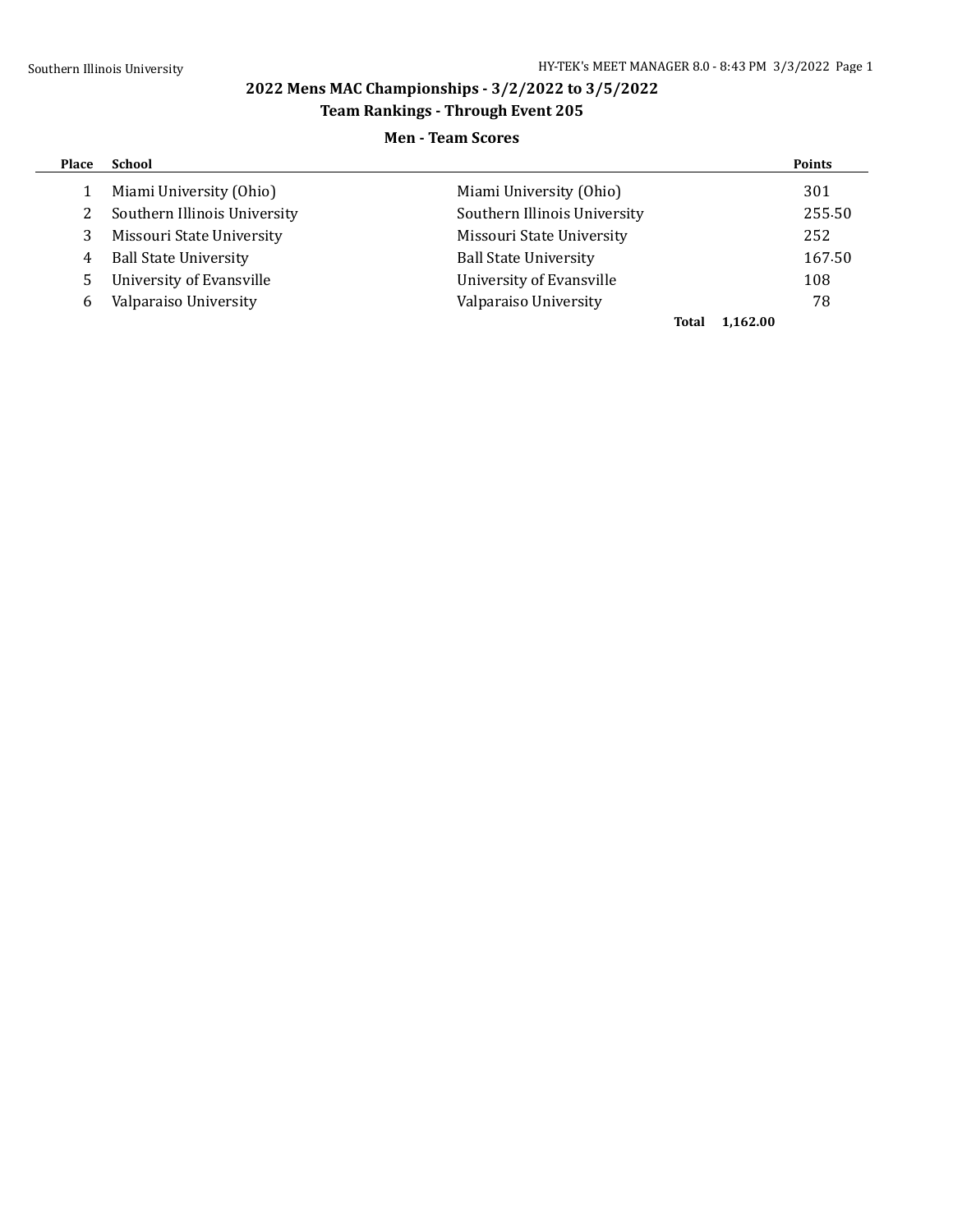## 2022 Mens MAC Championships - 3/2/2022 to 3/5/2022

### Team Rankings - Through Event 205

#### Men - Team Scores

| Place | School | | Points |
|---|---|---|---|
| 1 | Miami University (Ohio) | Miami University (Ohio) | 301 |
| 2 | Southern Illinois University | Southern Illinois University | 255.50 |
| 3 | Missouri State University | Missouri State University | 252 |
| 4 | Ball State University | Ball State University | 167.50 |
| 5 | University of Evansville | University of Evansville | 108 |
| 6 | Valparaiso University | Valparaiso University | 78 |
| | | **Total** | **1,162.00** |